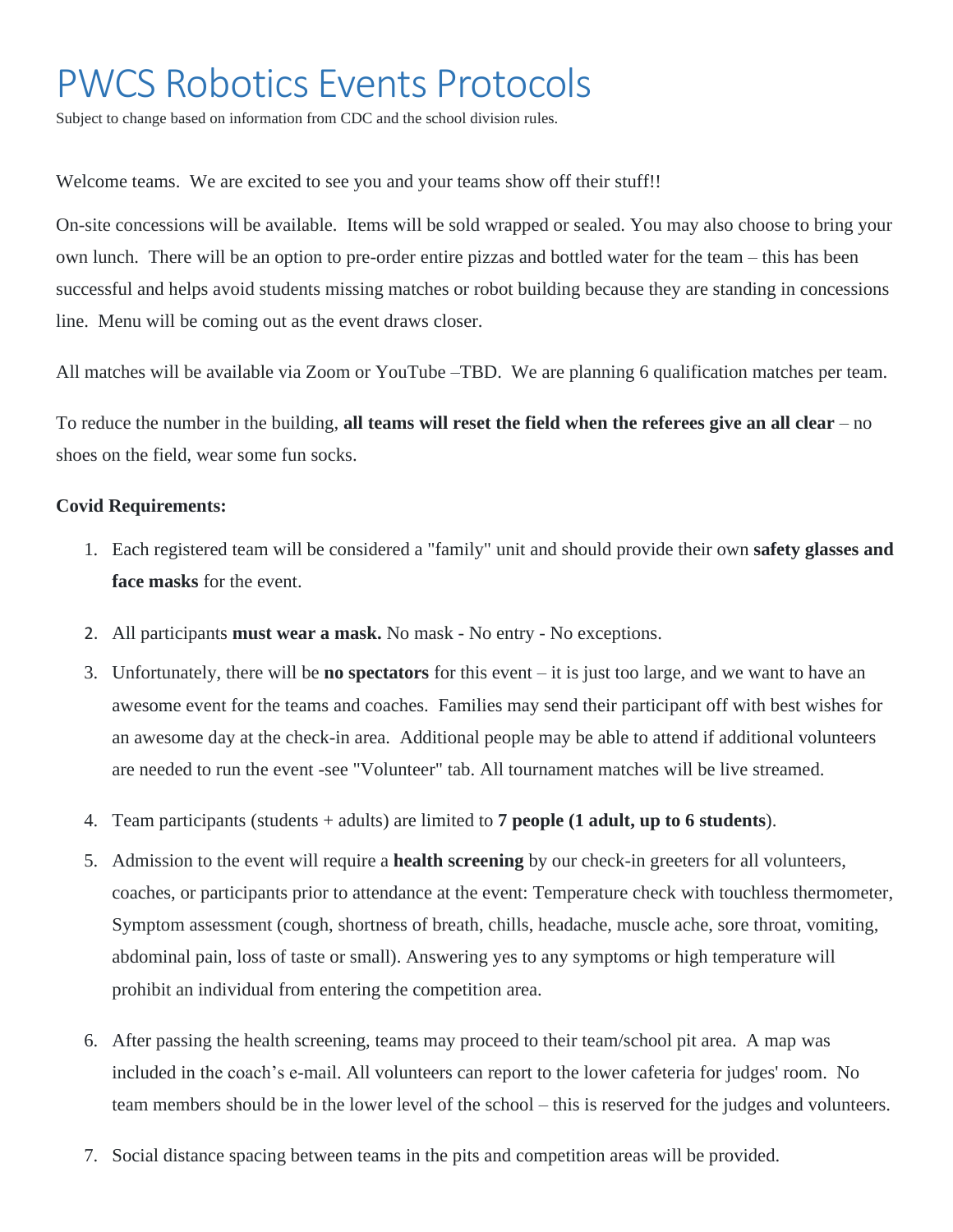# PWCS Robotics Events Protocols

Subject to change based on information from CDC and the school division rules.

Welcome teams. We are excited to see you and your teams show off their stuff!!

On-site concessions will be available. Items will be sold wrapped or sealed. You may also choose to bring your own lunch. There will be an option to pre-order entire pizzas and bottled water for the team – this has been successful and helps avoid students missing matches or robot building because they are standing in concessions line. Menu will be coming out as the event draws closer.

All matches will be available via Zoom or YouTube –TBD. We are planning 6 qualification matches per team.

To reduce the number in the building, **all teams will reset the field when the referees give an all clear** – no shoes on the field, wear some fun socks.

**Covid Requirements:**

1. Each registered team will be considered a "family" unit and should provide their own **safety glasses and face masks** for the event.
2. All participants **must wear a mask.** No mask - No entry - No exceptions.
3. Unfortunately, there will be **no spectators** for this event – it is just too large, and we want to have an awesome event for the teams and coaches. Families may send their participant off with best wishes for an awesome day at the check-in area. Additional people may be able to attend if additional volunteers are needed to run the event -see "Volunteer" tab. All tournament matches will be live streamed.
4. Team participants (students + adults) are limited to **7 people (1 adult, up to 6 students**).
5. Admission to the event will require a **health screening** by our check-in greeters for all volunteers, coaches, or participants prior to attendance at the event: Temperature check with touchless thermometer, Symptom assessment (cough, shortness of breath, chills, headache, muscle ache, sore throat, vomiting, abdominal pain, loss of taste or small). Answering yes to any symptoms or high temperature will prohibit an individual from entering the competition area.
6. After passing the health screening, teams may proceed to their team/school pit area. A map was included in the coach's e-mail. All volunteers can report to the lower cafeteria for judges' room. No team members should be in the lower level of the school – this is reserved for the judges and volunteers.
7. Social distance spacing between teams in the pits and competition areas will be provided.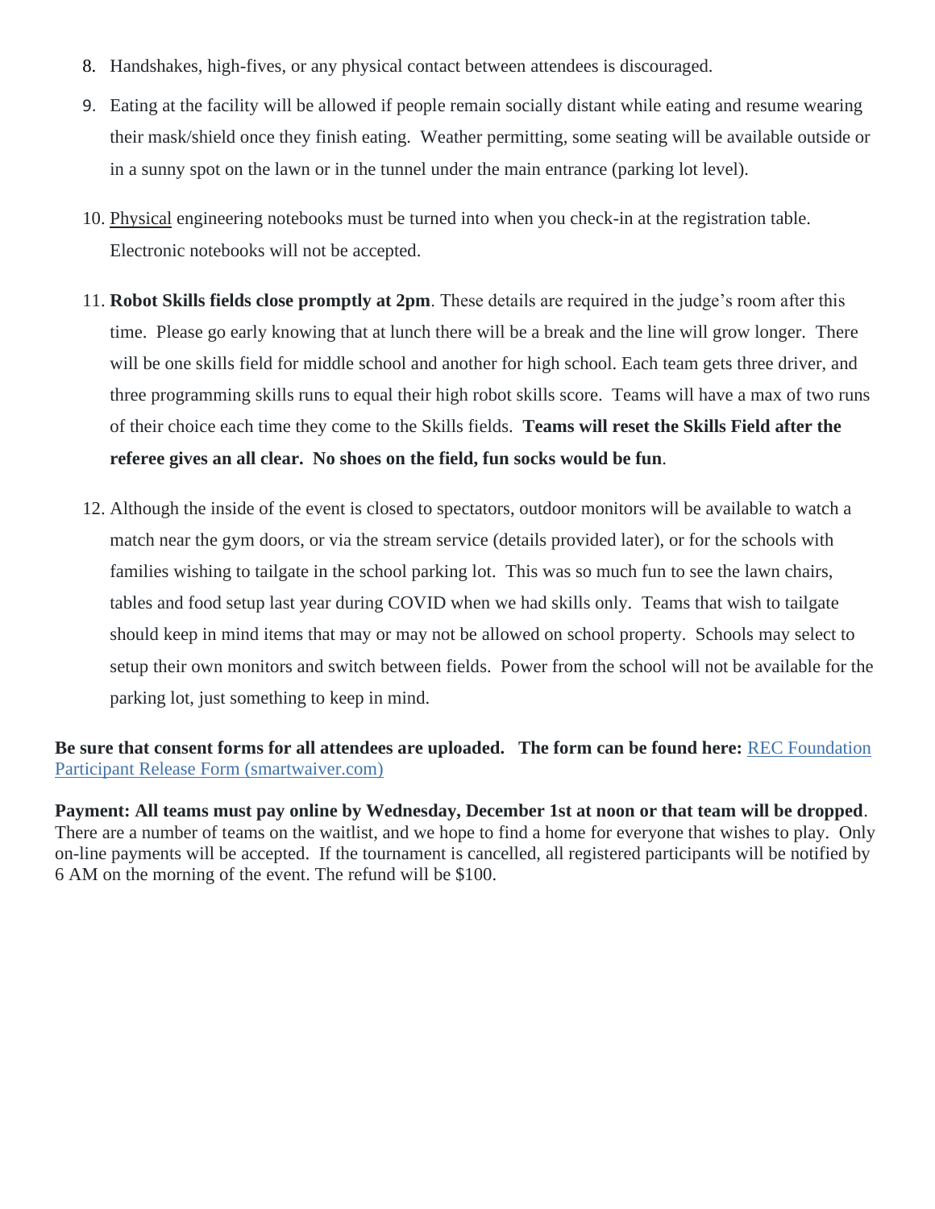8. Handshakes, high-fives, or any physical contact between attendees is discouraged.
9. Eating at the facility will be allowed if people remain socially distant while eating and resume wearing their mask/shield once they finish eating. Weather permitting, some seating will be available outside or in a sunny spot on the lawn or in the tunnel under the main entrance (parking lot level).
10. <u>Physical</u> engineering notebooks must be turned into when you check-in at the registration table. Electronic notebooks will not be accepted.
11. **Robot Skills fields close promptly at 2pm**. These details are required in the judge's room after this time. Please go early knowing that at lunch there will be a break and the line will grow longer. There will be one skills field for middle school and another for high school. Each team gets three driver, and three programming skills runs to equal their high robot skills score. Teams will have a max of two runs of their choice each time they come to the Skills fields. **Teams will reset the Skills Field after the referee gives an all clear. No shoes on the field, fun socks would be fun**.
12. Although the inside of the event is closed to spectators, outdoor monitors will be available to watch a match near the gym doors, or via the stream service (details provided later), or for the schools with families wishing to tailgate in the school parking lot. This was so much fun to see the lawn chairs, tables and food setup last year during COVID when we had skills only. Teams that wish to tailgate should keep in mind items that may or may not be allowed on school property. Schools may select to setup their own monitors and switch between fields. Power from the school will not be available for the parking lot, just something to keep in mind.

**Be sure that consent forms for all attendees are uploaded. The form can be found here:** REC Foundation Participant Release Form (smartwaiver.com)

**Payment: All teams must pay online by Wednesday, December 1st at noon or that team will be dropped**. There are a number of teams on the waitlist, and we hope to find a home for everyone that wishes to play. Only on-line payments will be accepted. If the tournament is cancelled, all registered participants will be notified by 6 AM on the morning of the event. The refund will be $100.